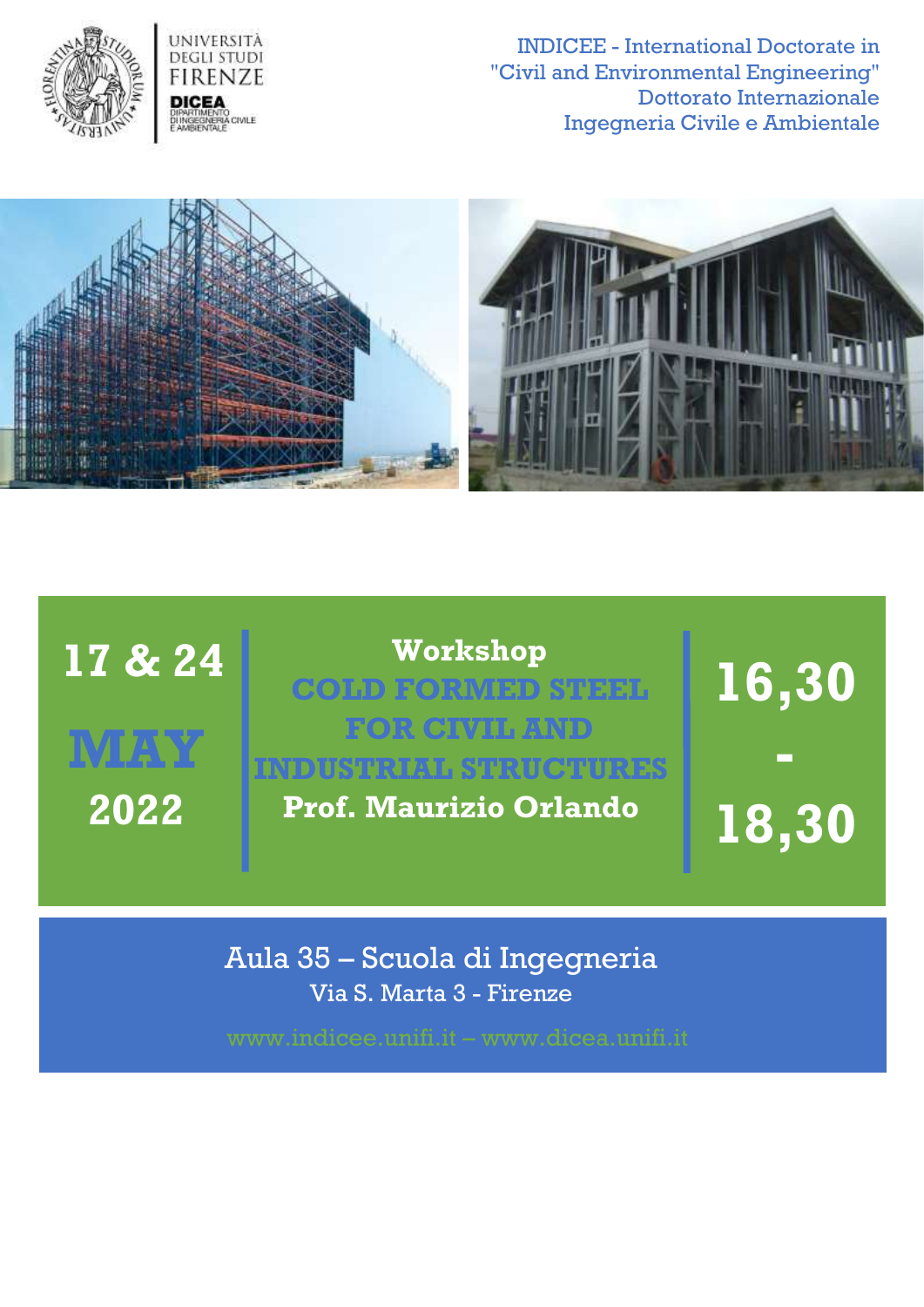UNIVERSITÀ DEGLI STUDI FIRENZE

DICEA DIPARTIMENTO DI INGEGNERIA CIVILE E AMBIENTALE

INDICEE - International Doctorate in "Civil and Environmental Engineering"
Dottorato Internazionale
Ingegneria Civile e Ambientale

**17 & 24**

**MAY**

**2022**

**Workshop**

# COLD FORMED STEEL FOR CIVIL AND INDUSTRIAL STRUCTURES

**Prof. Maurizio Orlando**

**16,30 - 18,30**

Aula 35 – Scuola di Ingegneria
Via S. Marta 3 - Firenze

www.indicee.unifi.it – www.dicea.unifi.it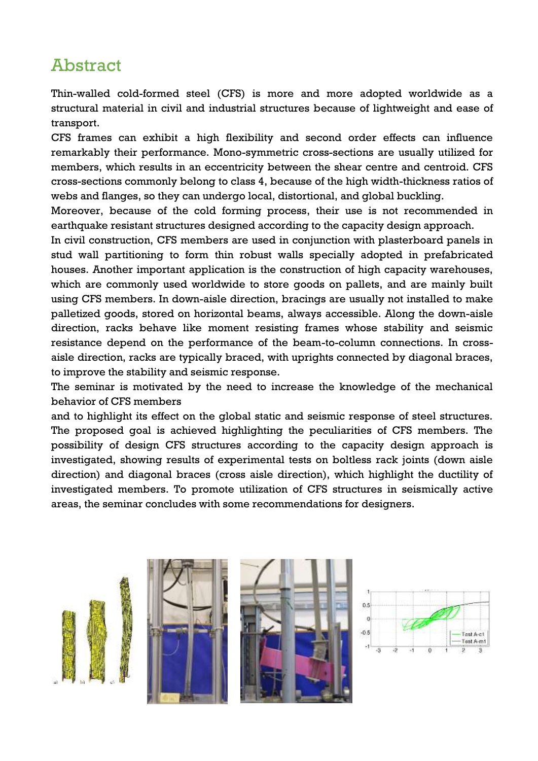# Abstract

Thin-walled cold-formed steel (CFS) is more and more adopted worldwide as a structural material in civil and industrial structures because of lightweight and ease of transport.

CFS frames can exhibit a high flexibility and second order effects can influence remarkably their performance. Mono-symmetric cross-sections are usually utilized for members, which results in an eccentricity between the shear centre and centroid. CFS cross-sections commonly belong to class 4, because of the high width-thickness ratios of webs and flanges, so they can undergo local, distortional, and global buckling.

Moreover, because of the cold forming process, their use is not recommended in earthquake resistant structures designed according to the capacity design approach.

In civil construction, CFS members are used in conjunction with plasterboard panels in stud wall partitioning to form thin robust walls specially adopted in prefabricated houses. Another important application is the construction of high capacity warehouses, which are commonly used worldwide to store goods on pallets, and are mainly built using CFS members. In down-aisle direction, bracings are usually not installed to make palletized goods, stored on horizontal beams, always accessible. Along the down-aisle direction, racks behave like moment resisting frames whose stability and seismic resistance depend on the performance of the beam-to-column connections. In cross-aisle direction, racks are typically braced, with uprights connected by diagonal braces, to improve the stability and seismic response.

The seminar is motivated by the need to increase the knowledge of the mechanical behavior of CFS members

and to highlight its effect on the global static and seismic response of steel structures. The proposed goal is achieved highlighting the peculiarities of CFS members. The possibility of design CFS structures according to the capacity design approach is investigated, showing results of experimental tests on boltless rack joints (down aisle direction) and diagonal braces (cross aisle direction), which highlight the ductility of investigated members. To promote utilization of CFS structures in seismically active areas, the seminar concludes with some recommendations for designers.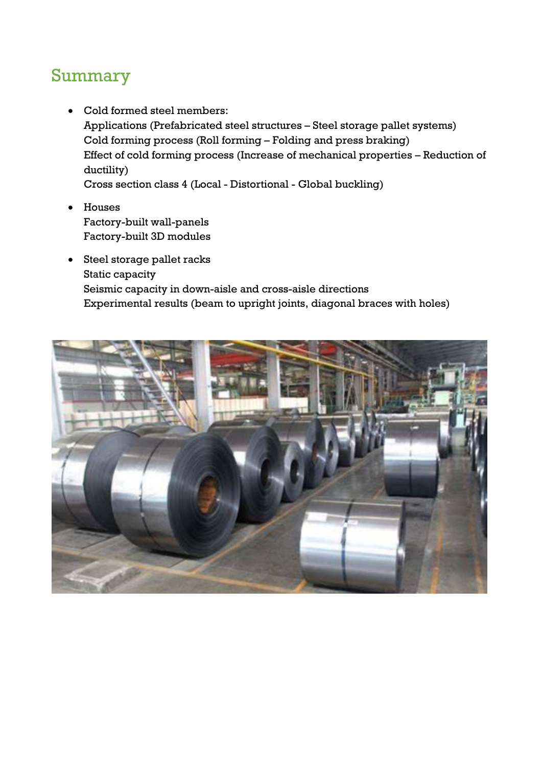## Summary

- Cold formed steel members:
  Applications (Prefabricated steel structures – Steel storage pallet systems)
  Cold forming process (Roll forming – Folding and press braking)
  Effect of cold forming process (Increase of mechanical properties – Reduction of ductility)
  Cross section class 4 (Local - Distortional - Global buckling)

- Houses
  Factory-built wall-panels
  Factory-built 3D modules

- Steel storage pallet racks
  Static capacity
  Seismic capacity in down-aisle and cross-aisle directions
  Experimental results (beam to upright joints, diagonal braces with holes)